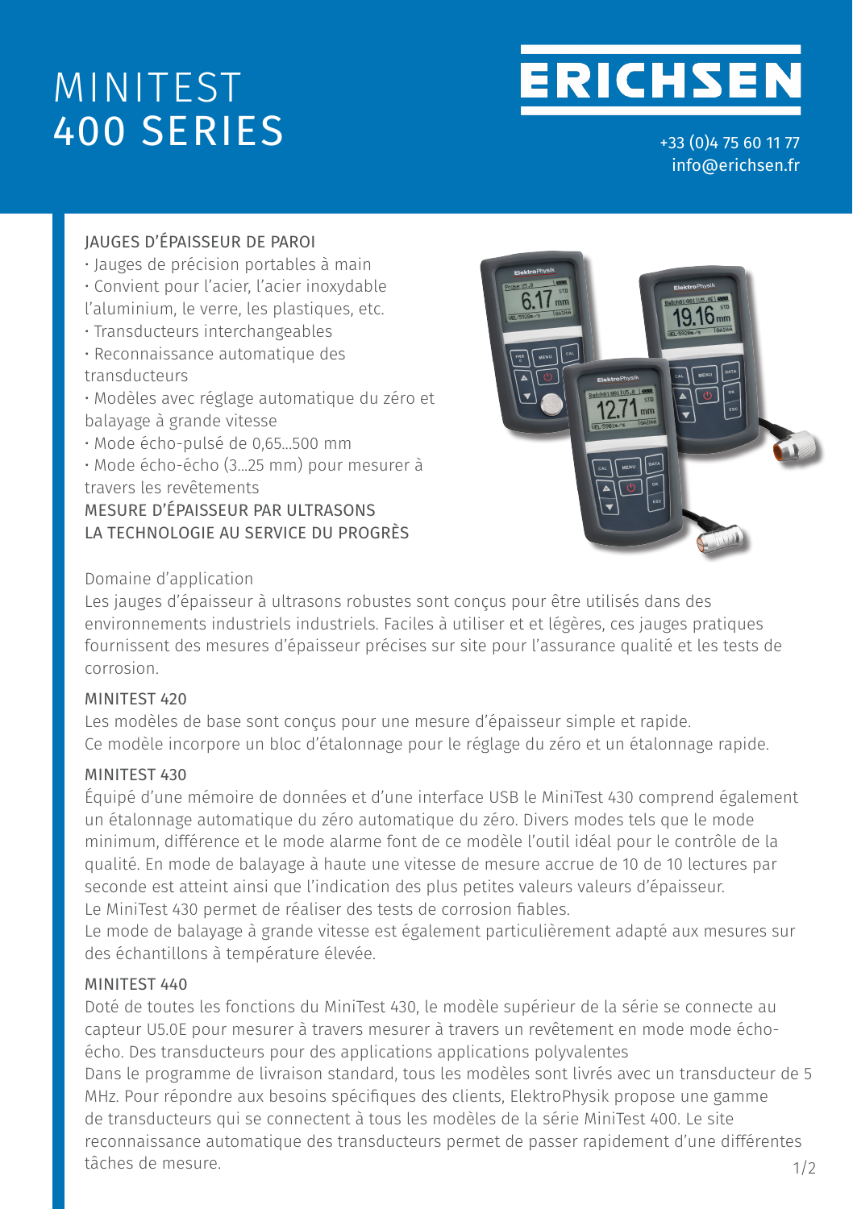# MINITEST
# 400 SERIES

**ERICHSEN**

+33 (0)4 75 60 11 77
info@erichsen.fr

## JAUGES D'ÉPAISSEUR DE PAROI

- Jauges de précision portables à main
- Convient pour l'acier, l'acier inoxydable l'aluminium, le verre, les plastiques, etc.
- Transducteurs interchangeables
- Reconnaissance automatique des transducteurs
- Modèles avec réglage automatique du zéro et balayage à grande vitesse
- Mode écho-pulsé de 0,65...500 mm
- Mode écho-écho (3...25 mm) pour mesurer à travers les revêtements

MESURE D'ÉPAISSEUR PAR ULTRASONS
LA TECHNOLOGIE AU SERVICE DU PROGRÈS

### Domaine d'application

Les jauges d'épaisseur à ultrasons robustes sont conçus pour être utilisés dans des environnements industriels industriels. Faciles à utiliser et et légères, ces jauges pratiques fournissent des mesures d'épaisseur précises sur site pour l'assurance qualité et les tests de corrosion.

### MINITEST 420

Les modèles de base sont conçus pour une mesure d'épaisseur simple et rapide.
Ce modèle incorpore un bloc d'étalonnage pour le réglage du zéro et un étalonnage rapide.

### MINITEST 430

Équipé d'une mémoire de données et d'une interface USB le MiniTest 430 comprend également un étalonnage automatique du zéro automatique du zéro. Divers modes tels que le mode minimum, différence et le mode alarme font de ce modèle l'outil idéal pour le contrôle de la qualité. En mode de balayage à haute une vitesse de mesure accrue de 10 de 10 lectures par seconde est atteint ainsi que l'indication des plus petites valeurs valeurs d'épaisseur.
Le MiniTest 430 permet de réaliser des tests de corrosion fiables.
Le mode de balayage à grande vitesse est également particulièrement adapté aux mesures sur des échantillons à température élevée.

### MINITEST 440

Doté de toutes les fonctions du MiniTest 430, le modèle supérieur de la série se connecte au capteur U5.0E pour mesurer à travers mesurer à travers un revêtement en mode mode écho-écho. Des transducteurs pour des applications applications polyvalentes
Dans le programme de livraison standard, tous les modèles sont livrés avec un transducteur de 5 MHz. Pour répondre aux besoins spécifiques des clients, ElektroPhysik propose une gamme de transducteurs qui se connectent à tous les modèles de la série MiniTest 400. Le site reconnaissance automatique des transducteurs permet de passer rapidement d'une différentes tâches de mesure.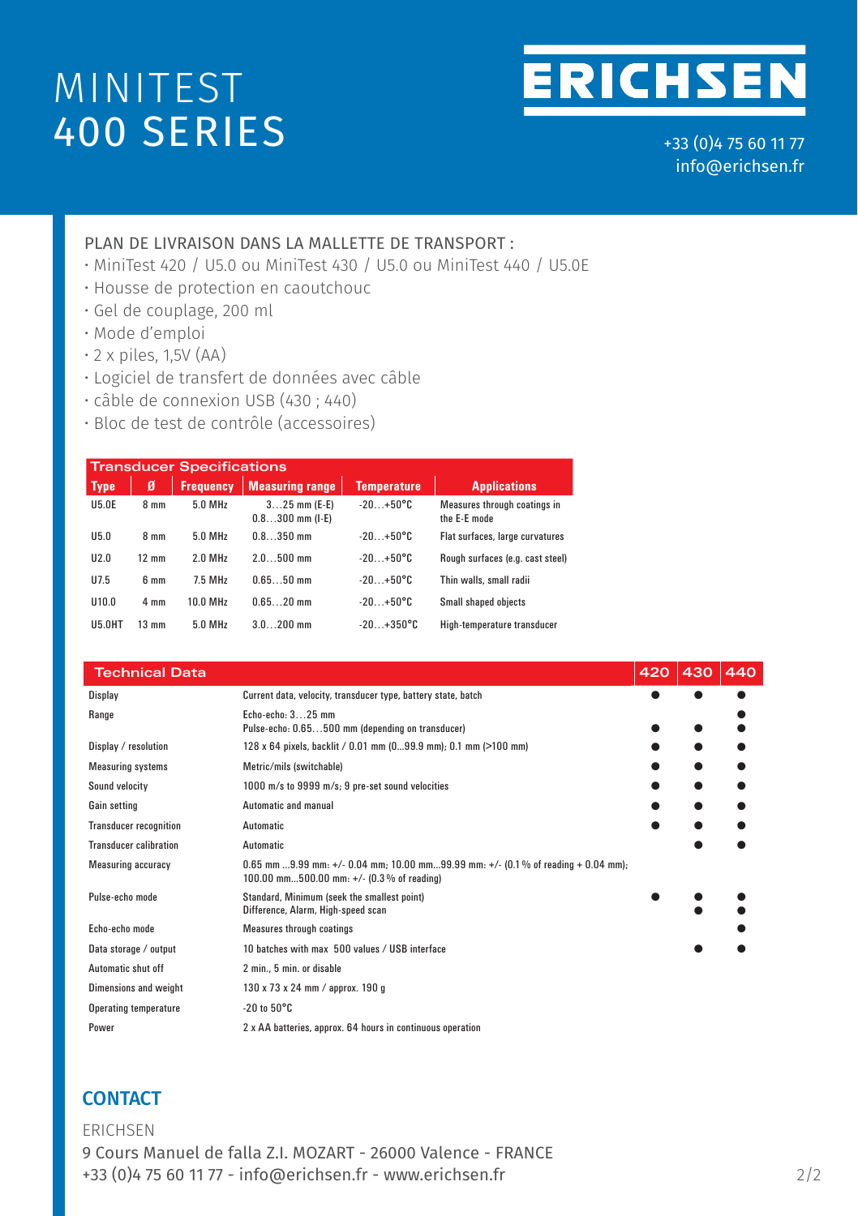# MINITEST 400 SERIES

ERICHSEN

+33 (0)4 75 60 11 77
info@erichsen.fr

PLAN DE LIVRAISON DANS LA MALLETTE DE TRANSPORT :

- MiniTest 420 / U5.0 ou MiniTest 430 / U5.0 ou MiniTest 440 / U5.0E
- Housse de protection en caoutchouc
- Gel de couplage, 200 ml
- Mode d'emploi
- 2 x piles, 1,5V (AA)
- Logiciel de transfert de données avec câble
- câble de connexion USB (430 ; 440)
- Bloc de test de contrôle (accessoires)

**Transducer Specifications**

| Type | Ø | Frequency | Measuring range | Temperature | Applications |
|---|---|---|---|---|---|
| U5.0E | 8 mm | 5.0 MHz | 3…25 mm (E-E) 0.8…300 mm (I-E) | -20…+50°C | Measures through coatings in the E-E mode |
| U5.0 | 8 mm | 5.0 MHz | 0.8…350 mm | -20…+50°C | Flat surfaces, large curvatures |
| U2.0 | 12 mm | 2.0 MHz | 2.0…500 mm | -20…+50°C | Rough surfaces (e.g. cast steel) |
| U7.5 | 6 mm | 7.5 MHz | 0.65…50 mm | -20…+50°C | Thin walls, small radii |
| U10.0 | 4 mm | 10.0 MHz | 0.65…20 mm | -20…+50°C | Small shaped objects |
| U5.0HT | 13 mm | 5.0 MHz | 3.0…200 mm | -20…+350°C | High-temperature transducer |

| Technical Data | | 420 | 430 | 440 |
|---|---|---|---|---|
| Display | Current data, velocity, transducer type, battery state, batch | ● | ● | ● |
| Range | Echo-echo: 3…25 mm<br>Pulse-echo: 0.65…500 mm (depending on transducer) | <br>● | <br>● | ●<br>● |
| Display / resolution | 128 x 64 pixels, backlit / 0.01 mm (0...99.9 mm); 0.1 mm (>100 mm) | ● | ● | ● |
| Measuring systems | Metric/mils (switchable) | ● | ● | ● |
| Sound velocity | 1000 m/s to 9999 m/s; 9 pre-set sound velocities | ● | ● | ● |
| Gain setting | Automatic and manual | ● | ● | ● |
| Transducer recognition | Automatic | ● | ● | ● |
| Transducer calibration | Automatic | | ● | ● |
| Measuring accuracy | 0.65 mm ...9.99 mm: +/- 0.04 mm; 10.00 mm...99.99 mm: +/- (0.1 % of reading + 0.04 mm); 100.00 mm...500.00 mm: +/- (0.3 % of reading) | | | |
| Pulse-echo mode | Standard, Minimum (seek the smallest point)<br>Difference, Alarm, High-speed scan | ●<br> | ●<br>● | ●<br>● |
| Echo-echo mode | Measures through coatings | | | ● |
| Data storage / output | 10 batches with max 500 values / USB interface | | ● | ● |
| Automatic shut off | 2 min., 5 min. or disable | | | |
| Dimensions and weight | 130 x 73 x 24 mm / approx. 190 g | | | |
| Operating temperature | -20 to 50°C | | | |
| Power | 2 x AA batteries, approx. 64 hours in continuous operation | | | |

## CONTACT

ERICHSEN
9 Cours Manuel de falla Z.I. MOZART - 26000 Valence - FRANCE
+33 (0)4 75 60 11 77 - info@erichsen.fr - www.erichsen.fr